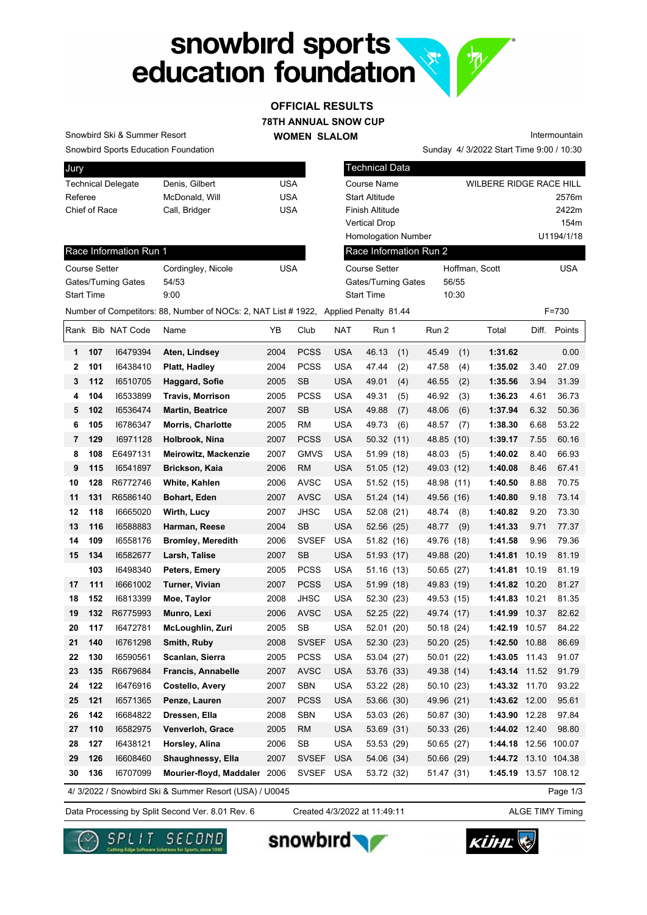# snowbird sports education foundation

## OFFICIAL RESULTS

### 78TH ANNUAL SNOW CUP

### WOMEN SLALOM

Snowbird Ski & Summer Resort

Snowbird Sports Education Foundation

Intermountain

Sunday 4/ 3/2022 Start Time 9:00 / 10:30

| Jury | | |
|---|---|---|
| Technical Delegate | Denis, Gilbert | USA |
| Referee | McDonald, Will | USA |
| Chief of Race | Call, Bridger | USA |

| Technical Data | |
|---|---|
| Course Name | WILBERE RIDGE RACE HILL |
| Start Altitude | 2576m |
| Finish Altitude | 2422m |
| Vertical Drop | 154m |
| Homologation Number | U1194/1/18 |

| Race Information Run 1 | | |
|---|---|---|
| Course Setter | Cordingley, Nicole | USA |
| Gates/Turning Gates | 54/53 | |
| Start Time | 9:00 | |

| Race Information Run 2 | | |
|---|---|---|
| Course Setter | Hoffman, Scott | USA |
| Gates/Turning Gates | 56/55 | |
| Start Time | 10:30 | |

Number of Competitors: 88, Number of NOCs: 2, NAT List # 1922, Applied Penalty 81.44 F=730

| Rank | Bib | NAT Code | Name | YB | Club | NAT | Run 1 | Run 2 | Total | Diff. | Points |
|---|---|---|---|---|---|---|---|---|---|---|---|
| 1 | 107 | I6479394 | Aten, Lindsey | 2004 | PCSS | USA | 46.13 (1) | 45.49 (1) | 1:31.62 | | 0.00 |
| 2 | 101 | I6438410 | Platt, Hadley | 2004 | PCSS | USA | 47.44 (2) | 47.58 (4) | 1:35.02 | 3.40 | 27.09 |
| 3 | 112 | I6510705 | Haggard, Sofie | 2005 | SB | USA | 49.01 (4) | 46.55 (2) | 1:35.56 | 3.94 | 31.39 |
| 4 | 104 | I6533899 | Travis, Morrison | 2005 | PCSS | USA | 49.31 (5) | 46.92 (3) | 1:36.23 | 4.61 | 36.73 |
| 5 | 102 | I6536474 | Martin, Beatrice | 2007 | SB | USA | 49.88 (7) | 48.06 (6) | 1:37.94 | 6.32 | 50.36 |
| 6 | 105 | I6786347 | Morris, Charlotte | 2005 | RM | USA | 49.73 (6) | 48.57 (7) | 1:38.30 | 6.68 | 53.22 |
| 7 | 129 | I6971128 | Holbrook, Nina | 2007 | PCSS | USA | 50.32 (11) | 48.85 (10) | 1:39.17 | 7.55 | 60.16 |
| 8 | 108 | E6497131 | Meirowitz, Mackenzie | 2007 | GMVS | USA | 51.99 (18) | 48.03 (5) | 1:40.02 | 8.40 | 66.93 |
| 9 | 115 | I6541897 | Brickson, Kaia | 2006 | RM | USA | 51.05 (12) | 49.03 (12) | 1:40.08 | 8.46 | 67.41 |
| 10 | 128 | R6772746 | White, Kahlen | 2006 | AVSC | USA | 51.52 (15) | 48.98 (11) | 1:40.50 | 8.88 | 70.75 |
| 11 | 131 | R6586140 | Bohart, Eden | 2007 | AVSC | USA | 51.24 (14) | 49.56 (16) | 1:40.80 | 9.18 | 73.14 |
| 12 | 118 | I6665020 | Wirth, Lucy | 2007 | JHSC | USA | 52.08 (21) | 48.74 (8) | 1:40.82 | 9.20 | 73.30 |
| 13 | 116 | I6588883 | Harman, Reese | 2004 | SB | USA | 52.56 (25) | 48.77 (9) | 1:41.33 | 9.71 | 77.37 |
| 14 | 109 | I6558176 | Bromley, Meredith | 2006 | SVSEF | USA | 51.82 (16) | 49.76 (18) | 1:41.58 | 9.96 | 79.36 |
| 15 | 134 | I6582677 | Larsh, Talise | 2007 | SB | USA | 51.93 (17) | 49.88 (20) | 1:41.81 | 10.19 | 81.19 |
| | 103 | I6498340 | Peters, Emery | 2005 | PCSS | USA | 51.16 (13) | 50.65 (27) | 1:41.81 | 10.19 | 81.19 |
| 17 | 111 | I6661002 | Turner, Vivian | 2007 | PCSS | USA | 51.99 (18) | 49.83 (19) | 1:41.82 | 10.20 | 81.27 |
| 18 | 152 | I6813399 | Moe, Taylor | 2008 | JHSC | USA | 52.30 (23) | 49.53 (15) | 1:41.83 | 10.21 | 81.35 |
| 19 | 132 | R6775993 | Munro, Lexi | 2006 | AVSC | USA | 52.25 (22) | 49.74 (17) | 1:41.99 | 10.37 | 82.62 |
| 20 | 117 | I6472781 | McLoughlin, Zuri | 2005 | SB | USA | 52.01 (20) | 50.18 (24) | 1:42.19 | 10.57 | 84.22 |
| 21 | 140 | I6761298 | Smith, Ruby | 2008 | SVSEF | USA | 52.30 (23) | 50.20 (25) | 1:42.50 | 10.88 | 86.69 |
| 22 | 130 | I6590561 | Scanlan, Sierra | 2005 | PCSS | USA | 53.04 (27) | 50.01 (22) | 1:43.05 | 11.43 | 91.07 |
| 23 | 135 | R6679684 | Francis, Annabelle | 2007 | AVSC | USA | 53.76 (33) | 49.38 (14) | 1:43.14 | 11.52 | 91.79 |
| 24 | 122 | I6476916 | Costello, Avery | 2007 | SBN | USA | 53.22 (28) | 50.10 (23) | 1:43.32 | 11.70 | 93.22 |
| 25 | 121 | I6571365 | Penze, Lauren | 2007 | PCSS | USA | 53.66 (30) | 49.96 (21) | 1:43.62 | 12.00 | 95.61 |
| 26 | 142 | I6684822 | Dressen, Ella | 2008 | SBN | USA | 53.03 (26) | 50.87 (30) | 1:43.90 | 12.28 | 97.84 |
| 27 | 110 | I6582975 | Venverloh, Grace | 2005 | RM | USA | 53.69 (31) | 50.33 (26) | 1:44.02 | 12.40 | 98.80 |
| 28 | 127 | I6438121 | Horsley, Alina | 2006 | SB | USA | 53.53 (29) | 50.65 (27) | 1:44.18 | 12.56 | 100.07 |
| 29 | 126 | I6608460 | Shaughnessy, Ella | 2007 | SVSEF | USA | 54.06 (34) | 50.66 (29) | 1:44.72 | 13.10 | 104.38 |
| 30 | 136 | I6707099 | Mourier-floyd, Maddaler | 2006 | SVSEF | USA | 53.72 (32) | 51.47 (31) | 1:45.19 | 13.57 | 108.12 |

4/ 3/2022 / Snowbird Ski & Summer Resort (USA) / U0045

Data Processing by Split Second Ver. 8.01 Rev. 6 Created 4/3/2022 at 11:49:11 ALGE TIMY Timing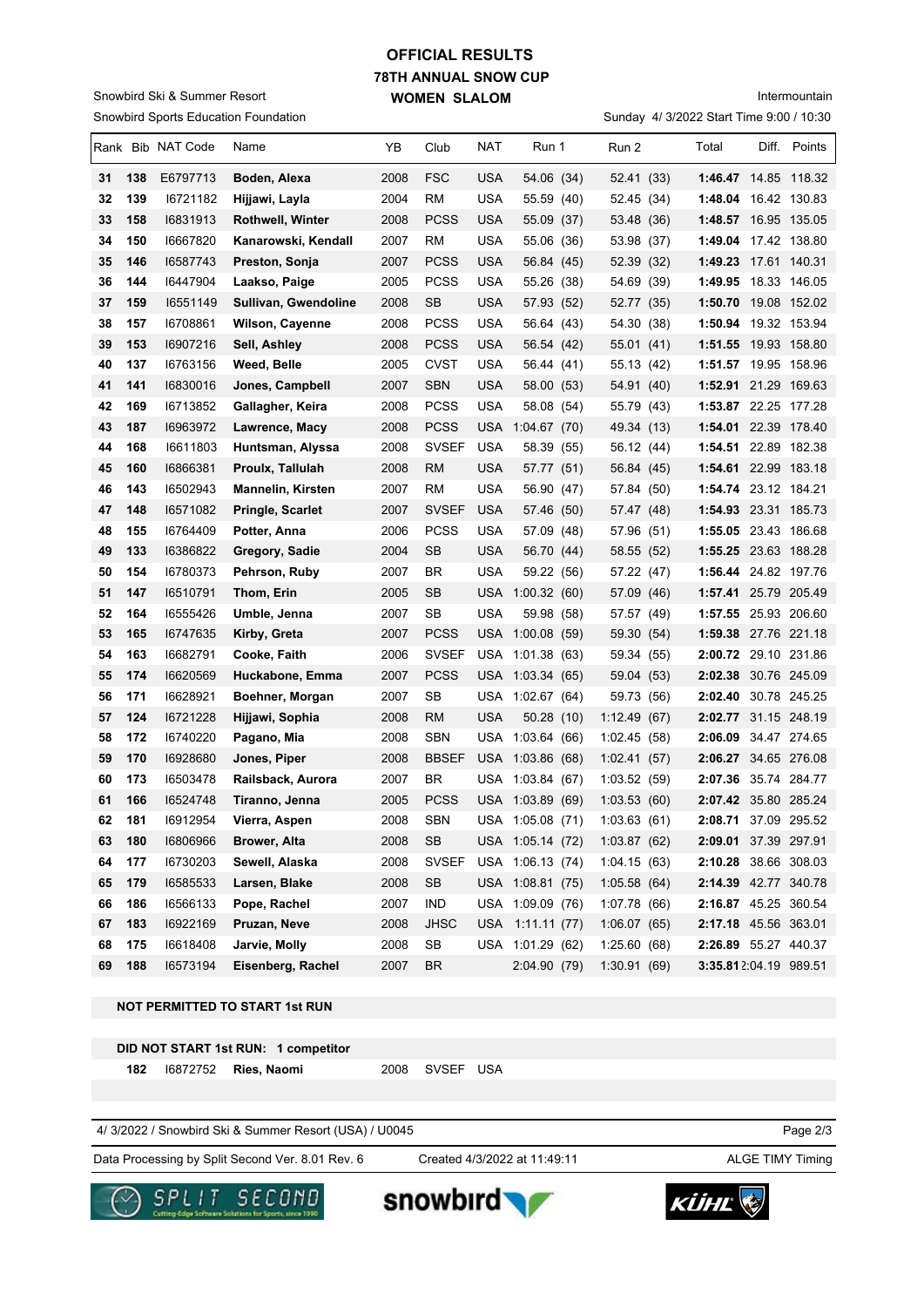# OFFICIAL RESULTS
## 78TH ANNUAL SNOW CUP
## WOMEN SLALOM

Snowbird Ski & Summer Resort
Snowbird Sports Education Foundation

Intermountain
Sunday 4/ 3/2022 Start Time 9:00 / 10:30

| Rank | Bib | NAT Code | Name | YB | Club | NAT | Run 1 | Run 2 | Total | Diff. | Points |
|---|---|---|---|---|---|---|---|---|---|---|---|
| 31 | 138 | E6797713 | **Boden, Alexa** | 2008 | FSC | USA | 54.06 (34) | 52.41 (33) | **1:46.47** | 14.85 | 118.32 |
| 32 | 139 | I6721182 | **Hijjawi, Layla** | 2004 | RM | USA | 55.59 (40) | 52.45 (34) | **1:48.04** | 16.42 | 130.83 |
| 33 | 158 | I6831913 | **Rothwell, Winter** | 2008 | PCSS | USA | 55.09 (37) | 53.48 (36) | **1:48.57** | 16.95 | 135.05 |
| 34 | 150 | I6667820 | **Kanarowski, Kendall** | 2007 | RM | USA | 55.06 (36) | 53.98 (37) | **1:49.04** | 17.42 | 138.80 |
| 35 | 146 | I6587743 | **Preston, Sonja** | 2007 | PCSS | USA | 56.84 (45) | 52.39 (32) | **1:49.23** | 17.61 | 140.31 |
| 36 | 144 | I6447904 | **Laakso, Paige** | 2005 | PCSS | USA | 55.26 (38) | 54.69 (39) | **1:49.95** | 18.33 | 146.05 |
| 37 | 159 | I6551149 | **Sullivan, Gwendoline** | 2008 | SB | USA | 57.93 (52) | 52.77 (35) | **1:50.70** | 19.08 | 152.02 |
| 38 | 157 | I6708861 | **Wilson, Cayenne** | 2008 | PCSS | USA | 56.64 (43) | 54.30 (38) | **1:50.94** | 19.32 | 153.94 |
| 39 | 153 | I6907216 | **Sell, Ashley** | 2008 | PCSS | USA | 56.54 (42) | 55.01 (41) | **1:51.55** | 19.93 | 158.80 |
| 40 | 137 | I6763156 | **Weed, Belle** | 2005 | CVST | USA | 56.44 (41) | 55.13 (42) | **1:51.57** | 19.95 | 158.96 |
| 41 | 141 | I6830016 | **Jones, Campbell** | 2007 | SBN | USA | 58.00 (53) | 54.91 (40) | **1:52.91** | 21.29 | 169.63 |
| 42 | 169 | I6713852 | **Gallagher, Keira** | 2008 | PCSS | USA | 58.08 (54) | 55.79 (43) | **1:53.87** | 22.25 | 177.28 |
| 43 | 187 | I6963972 | **Lawrence, Macy** | 2008 | PCSS | USA | 1:04.67 (70) | 49.34 (13) | **1:54.01** | 22.39 | 178.40 |
| 44 | 168 | I6611803 | **Huntsman, Alyssa** | 2008 | SVSEF | USA | 58.39 (55) | 56.12 (44) | **1:54.51** | 22.89 | 182.38 |
| 45 | 160 | I6866381 | **Proulx, Tallulah** | 2008 | RM | USA | 57.77 (51) | 56.84 (45) | **1:54.61** | 22.99 | 183.18 |
| 46 | 143 | I6502943 | **Mannelin, Kirsten** | 2007 | RM | USA | 56.90 (47) | 57.84 (50) | **1:54.74** | 23.12 | 184.21 |
| 47 | 148 | I6571082 | **Pringle, Scarlet** | 2007 | SVSEF | USA | 57.46 (50) | 57.47 (48) | **1:54.93** | 23.31 | 185.73 |
| 48 | 155 | I6764409 | **Potter, Anna** | 2006 | PCSS | USA | 57.09 (48) | 57.96 (51) | **1:55.05** | 23.43 | 186.68 |
| 49 | 133 | I6386822 | **Gregory, Sadie** | 2004 | SB | USA | 56.70 (44) | 58.55 (52) | **1:55.25** | 23.63 | 188.28 |
| 50 | 154 | I6780373 | **Pehrson, Ruby** | 2007 | BR | USA | 59.22 (56) | 57.22 (47) | **1:56.44** | 24.82 | 197.76 |
| 51 | 147 | I6510791 | **Thom, Erin** | 2005 | SB | USA | 1:00.32 (60) | 57.09 (46) | **1:57.41** | 25.79 | 205.49 |
| 52 | 164 | I6555426 | **Umble, Jenna** | 2007 | SB | USA | 59.98 (58) | 57.57 (49) | **1:57.55** | 25.93 | 206.60 |
| 53 | 165 | I6747635 | **Kirby, Greta** | 2007 | PCSS | USA | 1:00.08 (59) | 59.30 (54) | **1:59.38** | 27.76 | 221.18 |
| 54 | 163 | I6682791 | **Cooke, Faith** | 2006 | SVSEF | USA | 1:01.38 (63) | 59.34 (55) | **2:00.72** | 29.10 | 231.86 |
| 55 | 174 | I6620569 | **Huckabone, Emma** | 2007 | PCSS | USA | 1:03.34 (65) | 59.04 (53) | **2:02.38** | 30.76 | 245.09 |
| 56 | 171 | I6628921 | **Boehner, Morgan** | 2007 | SB | USA | 1:02.67 (64) | 59.73 (56) | **2:02.40** | 30.78 | 245.25 |
| 57 | 124 | I6721228 | **Hijjawi, Sophia** | 2008 | RM | USA | 50.28 (10) | 1:12.49 (67) | **2:02.77** | 31.15 | 248.19 |
| 58 | 172 | I6740220 | **Pagano, Mia** | 2008 | SBN | USA | 1:03.64 (66) | 1:02.45 (58) | **2:06.09** | 34.47 | 274.65 |
| 59 | 170 | I6928680 | **Jones, Piper** | 2008 | BBSEF | USA | 1:03.86 (68) | 1:02.41 (57) | **2:06.27** | 34.65 | 276.08 |
| 60 | 173 | I6503478 | **Railsback, Aurora** | 2007 | BR | USA | 1:03.84 (67) | 1:03.52 (59) | **2:07.36** | 35.74 | 284.77 |
| 61 | 166 | I6524748 | **Tiranno, Jenna** | 2005 | PCSS | USA | 1:03.89 (69) | 1:03.53 (60) | **2:07.42** | 35.80 | 285.24 |
| 62 | 181 | I6912954 | **Vierra, Aspen** | 2008 | SBN | USA | 1:05.08 (71) | 1:03.63 (61) | **2:08.71** | 37.09 | 295.52 |
| 63 | 180 | I6806966 | **Brower, Alta** | 2008 | SB | USA | 1:05.14 (72) | 1:03.87 (62) | **2:09.01** | 37.39 | 297.91 |
| 64 | 177 | I6730203 | **Sewell, Alaska** | 2008 | SVSEF | USA | 1:06.13 (74) | 1:04.15 (63) | **2:10.28** | 38.66 | 308.03 |
| 65 | 179 | I6585533 | **Larsen, Blake** | 2008 | SB | USA | 1:08.81 (75) | 1:05.58 (64) | **2:14.39** | 42.77 | 340.78 |
| 66 | 186 | I6566133 | **Pope, Rachel** | 2007 | IND | USA | 1:09.09 (76) | 1:07.78 (66) | **2:16.87** | 45.25 | 360.54 |
| 67 | 183 | I6922169 | **Pruzan, Neve** | 2008 | JHSC | USA | 1:11.11 (77) | 1:06.07 (65) | **2:17.18** | 45.56 | 363.01 |
| 68 | 175 | I6618408 | **Jarvie, Molly** | 2008 | SB | USA | 1:01.29 (62) | 1:25.60 (68) | **2:26.89** | 55.27 | 440.37 |
| 69 | 188 | I6573194 | **Eisenberg, Rachel** | 2007 | BR | | 2:04.90 (79) | 1:30.91 (69) | **3:35.81** | 2:04.19 | 989.51 |

**NOT PERMITTED TO START 1st RUN**

**DID NOT START 1st RUN: 1 competitor**

| Bib | NAT Code | Name | YB | Club | NAT |
|---|---|---|---|---|---|
| 182 | I6872752 | **Ries, Naomi** | 2008 | SVSEF | USA |

4/ 3/2022 / Snowbird Ski & Summer Resort (USA) / U0045

Data Processing by Split Second Ver. 8.01 Rev. 6 — Created 4/3/2022 at 11:49:11 — ALGE TIMY Timing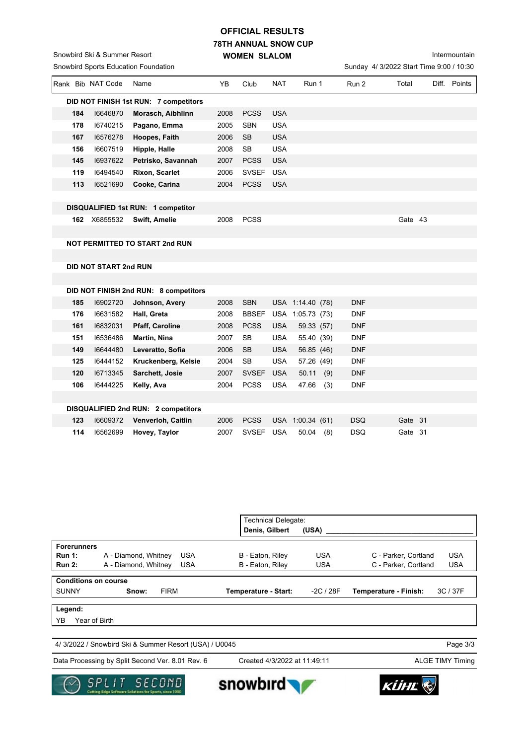# OFFICIAL RESULTS

## 78TH ANNUAL SNOW CUP

### WOMEN SLALOM

Snowbird Ski & Summer Resort

Snowbird Sports Education Foundation

Intermountain

Sunday 4/ 3/2022 Start Time 9:00 / 10:30

| Rank | Bib | NAT Code | Name | YB | Club | NAT | Run 1 | Run 2 | Total | Diff. | Points |
|---|---|---|---|---|---|---|---|---|---|---|---|
| **DID NOT FINISH 1st RUN: 7 competitors** | | | | | | | | | | | |
| | **184** | I6646870 | **Morasch, Aibhlinn** | 2008 | PCSS | USA | | | | | |
| | **178** | I6740215 | **Pagano, Emma** | 2005 | SBN | USA | | | | | |
| | **167** | I6576278 | **Hoopes, Faith** | 2006 | SB | USA | | | | | |
| | **156** | I6607519 | **Hipple, Halle** | 2008 | SB | USA | | | | | |
| | **145** | I6937622 | **Petrisko, Savannah** | 2007 | PCSS | USA | | | | | |
| | **119** | I6494540 | **Rixon, Scarlet** | 2006 | SVSEF | USA | | | | | |
| | **113** | I6521690 | **Cooke, Carina** | 2004 | PCSS | USA | | | | | |
| **DISQUALIFIED 1st RUN: 1 competitor** | | | | | | | | | | | |
| | **162** | X6855532 | **Swift, Amelie** | 2008 | PCSS | | | | Gate 43 | | |
| **NOT PERMITTED TO START 2nd RUN** | | | | | | | | | | | |
| **DID NOT START 2nd RUN** | | | | | | | | | | | |
| **DID NOT FINISH 2nd RUN: 8 competitors** | | | | | | | | | | | |
| | **185** | I6902720 | **Johnson, Avery** | 2008 | SBN | USA | 1:14.40 (78) | DNF | | | |
| | **176** | I6631582 | **Hall, Greta** | 2008 | BBSEF | USA | 1:05.73 (73) | DNF | | | |
| | **161** | I6832031 | **Pfaff, Caroline** | 2008 | PCSS | USA | 59.33 (57) | DNF | | | |
| | **151** | I6536486 | **Martin, Nina** | 2007 | SB | USA | 55.40 (39) | DNF | | | |
| | **149** | I6644480 | **Leveratto, Sofia** | 2006 | SB | USA | 56.85 (46) | DNF | | | |
| | **125** | I6444152 | **Kruckenberg, Kelsie** | 2004 | SB | USA | 57.26 (49) | DNF | | | |
| | **120** | I6713345 | **Sarchett, Josie** | 2007 | SVSEF | USA | 50.11 (9) | DNF | | | |
| | **106** | I6444225 | **Kelly, Ava** | 2004 | PCSS | USA | 47.66 (3) | DNF | | | |
| **DISQUALIFIED 2nd RUN: 2 competitors** | | | | | | | | | | | |
| | **123** | I6609372 | **Venverloh, Caitlin** | 2006 | PCSS | USA | 1:00.34 (61) | DSQ | Gate 31 | | |
| | **114** | I6562699 | **Hovey, Taylor** | 2007 | SVSEF | USA | 50.04 (8) | DSQ | Gate 31 | | |

Technical Delegate:
**Denis, Gilbert** **(USA)**

| **Forerunners** | | | | | | |
|---|---|---|---|---|---|---|
| **Run 1:** | A - Diamond, Whitney | USA | B - Eaton, Riley | USA | C - Parker, Cortland | USA |
| **Run 2:** | A - Diamond, Whitney | USA | B - Eaton, Riley | USA | C - Parker, Cortland | USA |

| **Conditions on course** | | | | | |
|---|---|---|---|---|---|
| SUNNY | **Snow:** FIRM | **Temperature - Start:** | -2C / 28F | **Temperature - Finish:** | 3C / 37F |

**Legend:**
YB Year of Birth

4/ 3/2022 / Snowbird Ski & Summer Resort (USA) / U0045

Data Processing by Split Second Ver. 8.01 Rev. 6 | Created 4/3/2022 at 11:49:11 | ALGE TIMY Timing